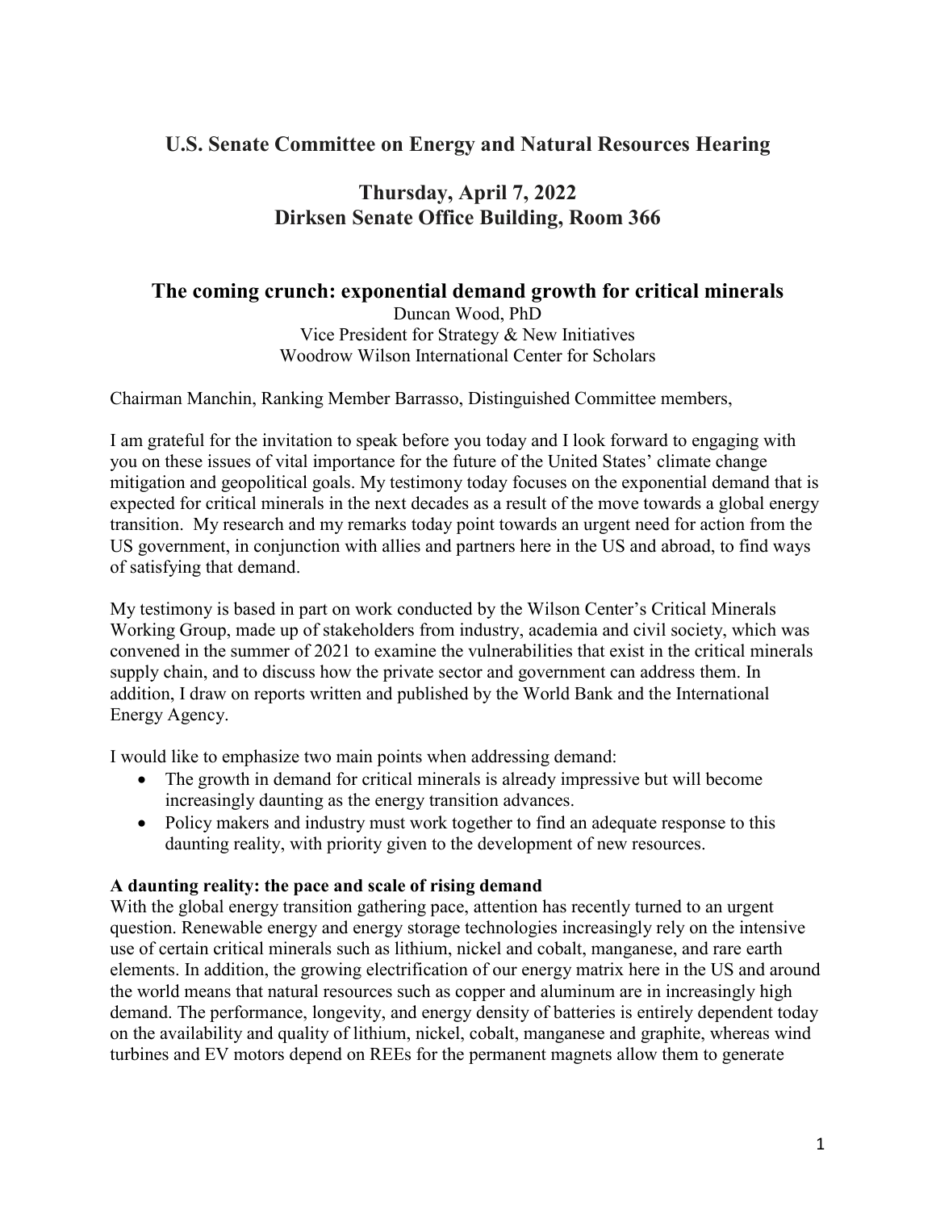# U.S. Senate Committee on Energy and Natural Resources Hearing

## Thursday, April 7, 2022
## Dirksen Senate Office Building, Room 366

## The coming crunch: exponential demand growth for critical minerals

Duncan Wood, PhD
Vice President for Strategy & New Initiatives
Woodrow Wilson International Center for Scholars

Chairman Manchin, Ranking Member Barrasso, Distinguished Committee members,

I am grateful for the invitation to speak before you today and I look forward to engaging with you on these issues of vital importance for the future of the United States' climate change mitigation and geopolitical goals. My testimony today focuses on the exponential demand that is expected for critical minerals in the next decades as a result of the move towards a global energy transition. My research and my remarks today point towards an urgent need for action from the US government, in conjunction with allies and partners here in the US and abroad, to find ways of satisfying that demand.

My testimony is based in part on work conducted by the Wilson Center's Critical Minerals Working Group, made up of stakeholders from industry, academia and civil society, which was convened in the summer of 2021 to examine the vulnerabilities that exist in the critical minerals supply chain, and to discuss how the private sector and government can address them. In addition, I draw on reports written and published by the World Bank and the International Energy Agency.

I would like to emphasize two main points when addressing demand:

- The growth in demand for critical minerals is already impressive but will become increasingly daunting as the energy transition advances.
- Policy makers and industry must work together to find an adequate response to this daunting reality, with priority given to the development of new resources.

**A daunting reality: the pace and scale of rising demand**

With the global energy transition gathering pace, attention has recently turned to an urgent question. Renewable energy and energy storage technologies increasingly rely on the intensive use of certain critical minerals such as lithium, nickel and cobalt, manganese, and rare earth elements. In addition, the growing electrification of our energy matrix here in the US and around the world means that natural resources such as copper and aluminum are in increasingly high demand. The performance, longevity, and energy density of batteries is entirely dependent today on the availability and quality of lithium, nickel, cobalt, manganese and graphite, whereas wind turbines and EV motors depend on REEs for the permanent magnets allow them to generate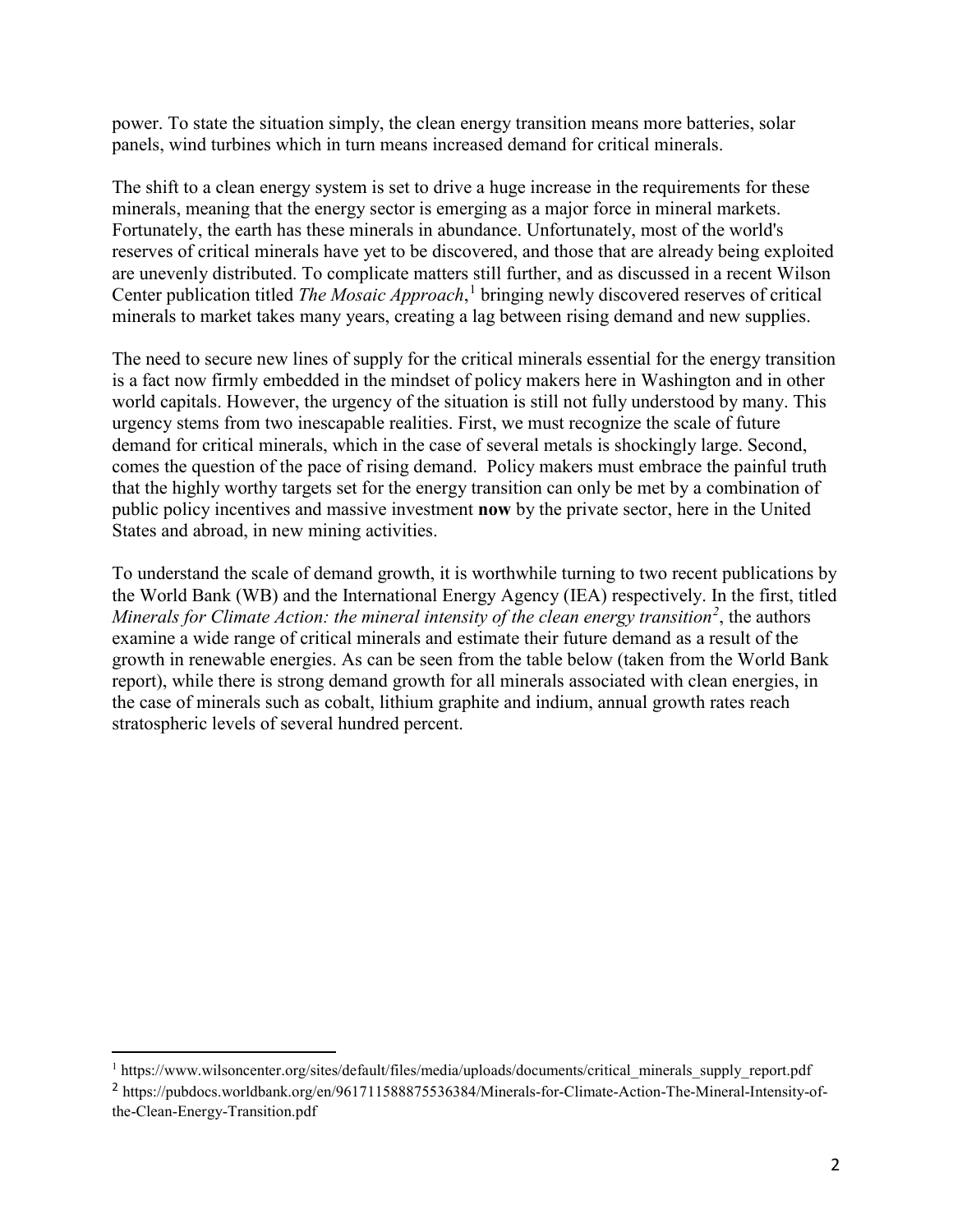power. To state the situation simply, the clean energy transition means more batteries, solar panels, wind turbines which in turn means increased demand for critical minerals.

The shift to a clean energy system is set to drive a huge increase in the requirements for these minerals, meaning that the energy sector is emerging as a major force in mineral markets. Fortunately, the earth has these minerals in abundance. Unfortunately, most of the world's reserves of critical minerals have yet to be discovered, and those that are already being exploited are unevenly distributed. To complicate matters still further, and as discussed in a recent Wilson Center publication titled *The Mosaic Approach*,[1] bringing newly discovered reserves of critical minerals to market takes many years, creating a lag between rising demand and new supplies.

The need to secure new lines of supply for the critical minerals essential for the energy transition is a fact now firmly embedded in the mindset of policy makers here in Washington and in other world capitals. However, the urgency of the situation is still not fully understood by many. This urgency stems from two inescapable realities. First, we must recognize the scale of future demand for critical minerals, which in the case of several metals is shockingly large. Second, comes the question of the pace of rising demand. Policy makers must embrace the painful truth that the highly worthy targets set for the energy transition can only be met by a combination of public policy incentives and massive investment **now** by the private sector, here in the United States and abroad, in new mining activities.

To understand the scale of demand growth, it is worthwhile turning to two recent publications by the World Bank (WB) and the International Energy Agency (IEA) respectively. In the first, titled *Minerals for Climate Action: the mineral intensity of the clean energy transition*[2], the authors examine a wide range of critical minerals and estimate their future demand as a result of the growth in renewable energies. As can be seen from the table below (taken from the World Bank report), while there is strong demand growth for all minerals associated with clean energies, in the case of minerals such as cobalt, lithium graphite and indium, annual growth rates reach stratospheric levels of several hundred percent.

---

[1] https://www.wilsoncenter.org/sites/default/files/media/uploads/documents/critical_minerals_supply_report.pdf

[2] https://pubdocs.worldbank.org/en/961711588875536384/Minerals-for-Climate-Action-The-Mineral-Intensity-of-the-Clean-Energy-Transition.pdf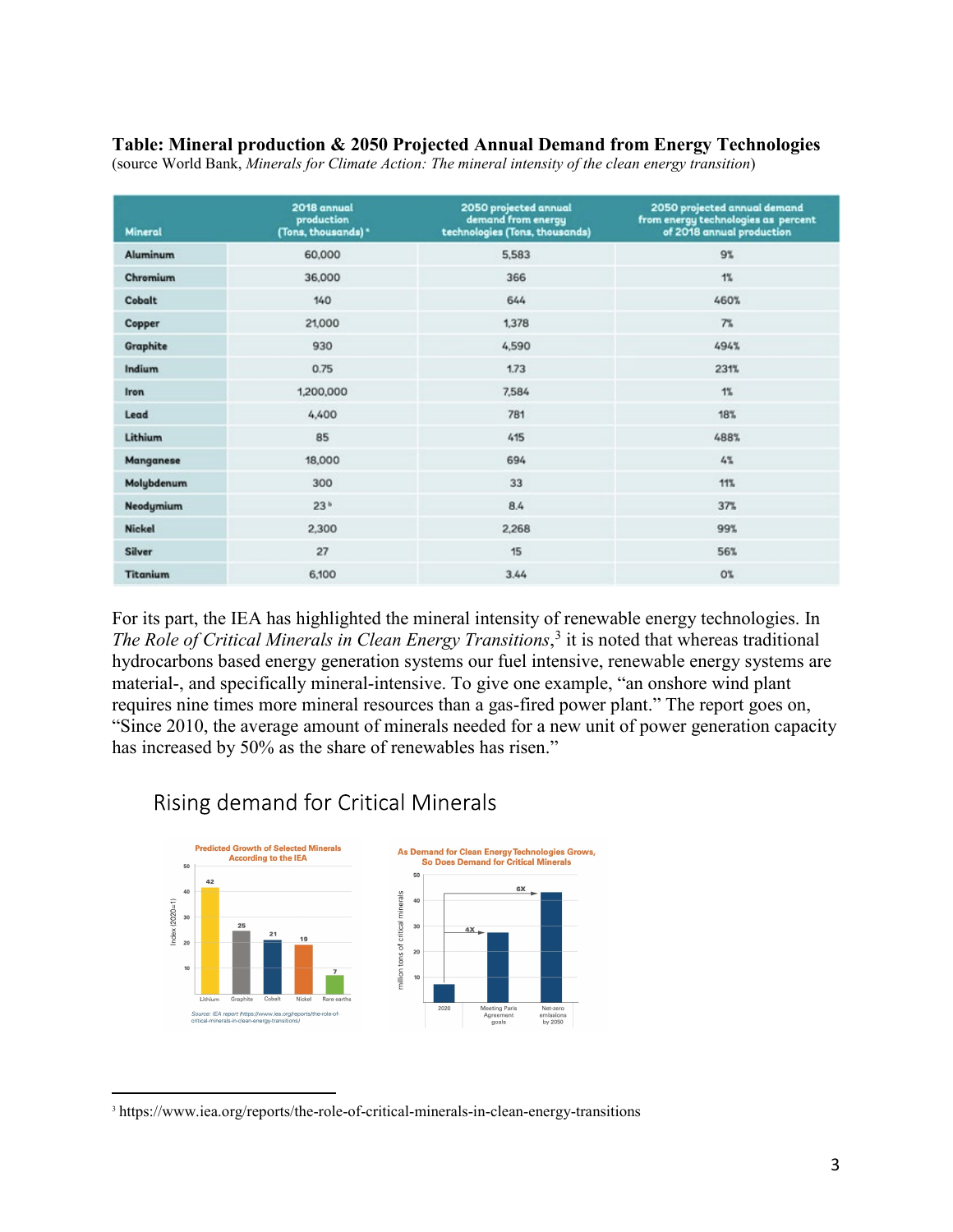**Table: Mineral production & 2050 Projected Annual Demand from Energy Technologies**
(source World Bank, *Minerals for Climate Action: The mineral intensity of the clean energy transition*)

| Mineral | 2018 annual production (Tons, thousands) ᵃ | 2050 projected annual demand from energy technologies (Tons, thousands) | 2050 projected annual demand from energy technologies as percent of 2018 annual production |
|---|---|---|---|
| Aluminum | 60,000 | 5,583 | 9% |
| Chromium | 36,000 | 366 | 1% |
| Cobalt | 140 | 644 | 460% |
| Copper | 21,000 | 1,378 | 7% |
| Graphite | 930 | 4,590 | 494% |
| Indium | 0.75 | 1.73 | 231% |
| Iron | 1,200,000 | 7,584 | 1% |
| Lead | 4,400 | 781 | 18% |
| Lithium | 85 | 415 | 488% |
| Manganese | 18,000 | 694 | 4% |
| Molybdenum | 300 | 33 | 11% |
| Neodymium | 23 ᵇ | 8.4 | 37% |
| Nickel | 2,300 | 2,268 | 99% |
| Silver | 27 | 15 | 56% |
| Titanium | 6,100 | 3.44 | 0% |

For its part, the IEA has highlighted the mineral intensity of renewable energy technologies. In *The Role of Critical Minerals in Clean Energy Transitions*,[3] it is noted that whereas traditional hydrocarbons based energy generation systems our fuel intensive, renewable energy systems are material-, and specifically mineral-intensive. To give one example, "an onshore wind plant requires nine times more mineral resources than a gas-fired power plant." The report goes on, "Since 2010, the average amount of minerals needed for a new unit of power generation capacity has increased by 50% as the share of renewables has risen."

## Rising demand for Critical Minerals

**Predicted Growth of Selected Minerals According to the IEA**

| | Lithium | Graphite | Cobalt | Nickel | Rare earths |
|---|---|---|---|---|---|
| Index (2020=1) | 42 | 25 | 21 | 19 | 7 |

Source: IEA report (https://www.iea.org/reports/the-role-of-critical-minerals-in-clean-energy-transitions/

**As Demand for Clean Energy Technologies Grows, So Does Demand for Critical Minerals**

(million tons of critical minerals: 2020; Meeting Paris Agreement goals — 4X; Net-zero emissions by 2050 — 6X)

---

[3] https://www.iea.org/reports/the-role-of-critical-minerals-in-clean-energy-transitions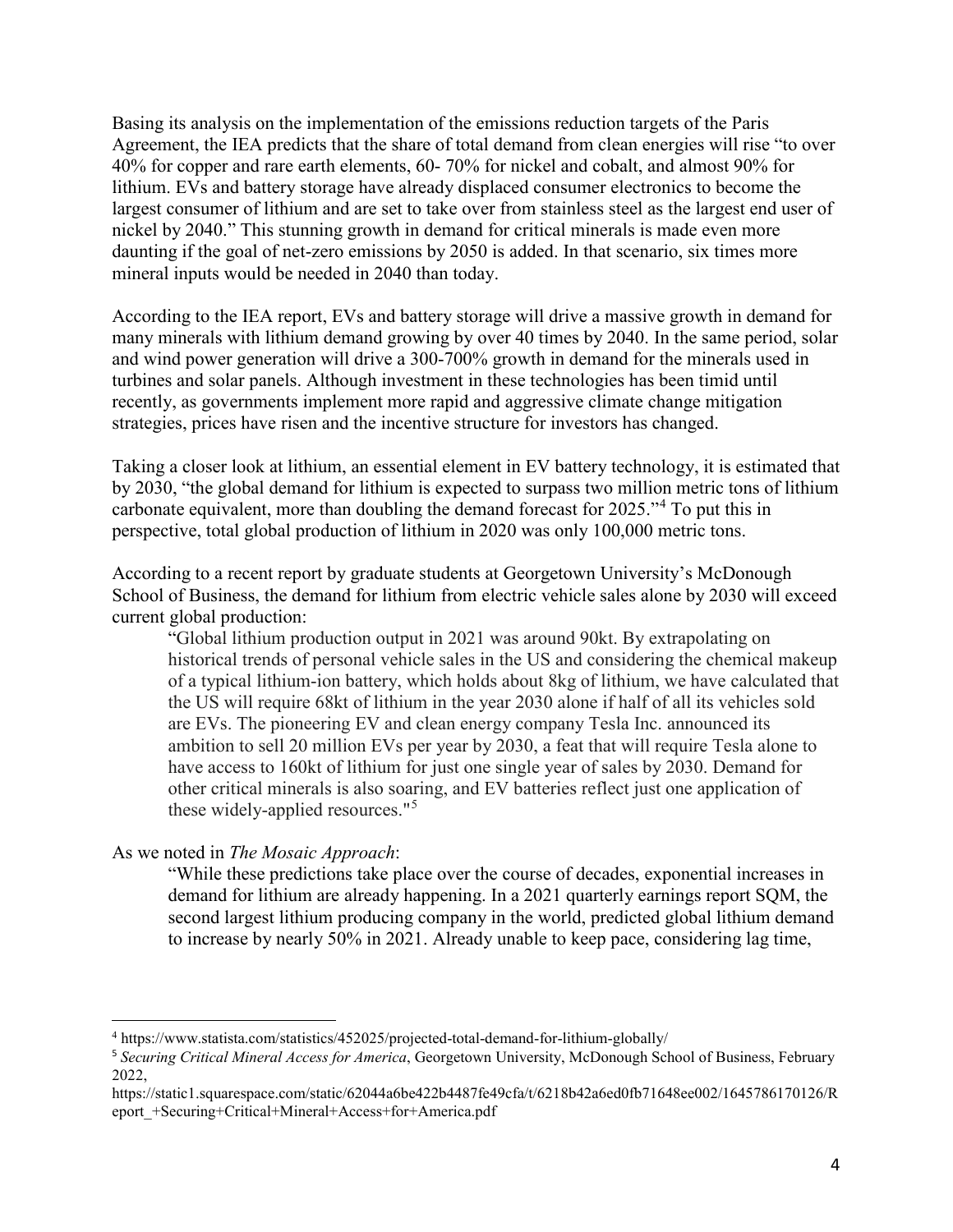Basing its analysis on the implementation of the emissions reduction targets of the Paris Agreement, the IEA predicts that the share of total demand from clean energies will rise "to over 40% for copper and rare earth elements, 60- 70% for nickel and cobalt, and almost 90% for lithium. EVs and battery storage have already displaced consumer electronics to become the largest consumer of lithium and are set to take over from stainless steel as the largest end user of nickel by 2040." This stunning growth in demand for critical minerals is made even more daunting if the goal of net-zero emissions by 2050 is added. In that scenario, six times more mineral inputs would be needed in 2040 than today.

According to the IEA report, EVs and battery storage will drive a massive growth in demand for many minerals with lithium demand growing by over 40 times by 2040. In the same period, solar and wind power generation will drive a 300-700% growth in demand for the minerals used in turbines and solar panels. Although investment in these technologies has been timid until recently, as governments implement more rapid and aggressive climate change mitigation strategies, prices have risen and the incentive structure for investors has changed.

Taking a closer look at lithium, an essential element in EV battery technology, it is estimated that by 2030, "the global demand for lithium is expected to surpass two million metric tons of lithium carbonate equivalent, more than doubling the demand forecast for 2025."[4] To put this in perspective, total global production of lithium in 2020 was only 100,000 metric tons.

According to a recent report by graduate students at Georgetown University's McDonough School of Business, the demand for lithium from electric vehicle sales alone by 2030 will exceed current global production:

> "Global lithium production output in 2021 was around 90kt. By extrapolating on historical trends of personal vehicle sales in the US and considering the chemical makeup of a typical lithium-ion battery, which holds about 8kg of lithium, we have calculated that the US will require 68kt of lithium in the year 2030 alone if half of all its vehicles sold are EVs. The pioneering EV and clean energy company Tesla Inc. announced its ambition to sell 20 million EVs per year by 2030, a feat that will require Tesla alone to have access to 160kt of lithium for just one single year of sales by 2030. Demand for other critical minerals is also soaring, and EV batteries reflect just one application of these widely-applied resources."[5]

As we noted in *The Mosaic Approach*:

> "While these predictions take place over the course of decades, exponential increases in demand for lithium are already happening. In a 2021 quarterly earnings report SQM, the second largest lithium producing company in the world, predicted global lithium demand to increase by nearly 50% in 2021. Already unable to keep pace, considering lag time,

---

[4] https://www.statista.com/statistics/452025/projected-total-demand-for-lithium-globally/

[5] *Securing Critical Mineral Access for America*, Georgetown University, McDonough School of Business, February 2022, https://static1.squarespace.com/static/62044a6be422b4487fe49cfa/t/6218b42a6ed0fb71648ee002/1645786170126/Report_+Securing+Critical+Mineral+Access+for+America.pdf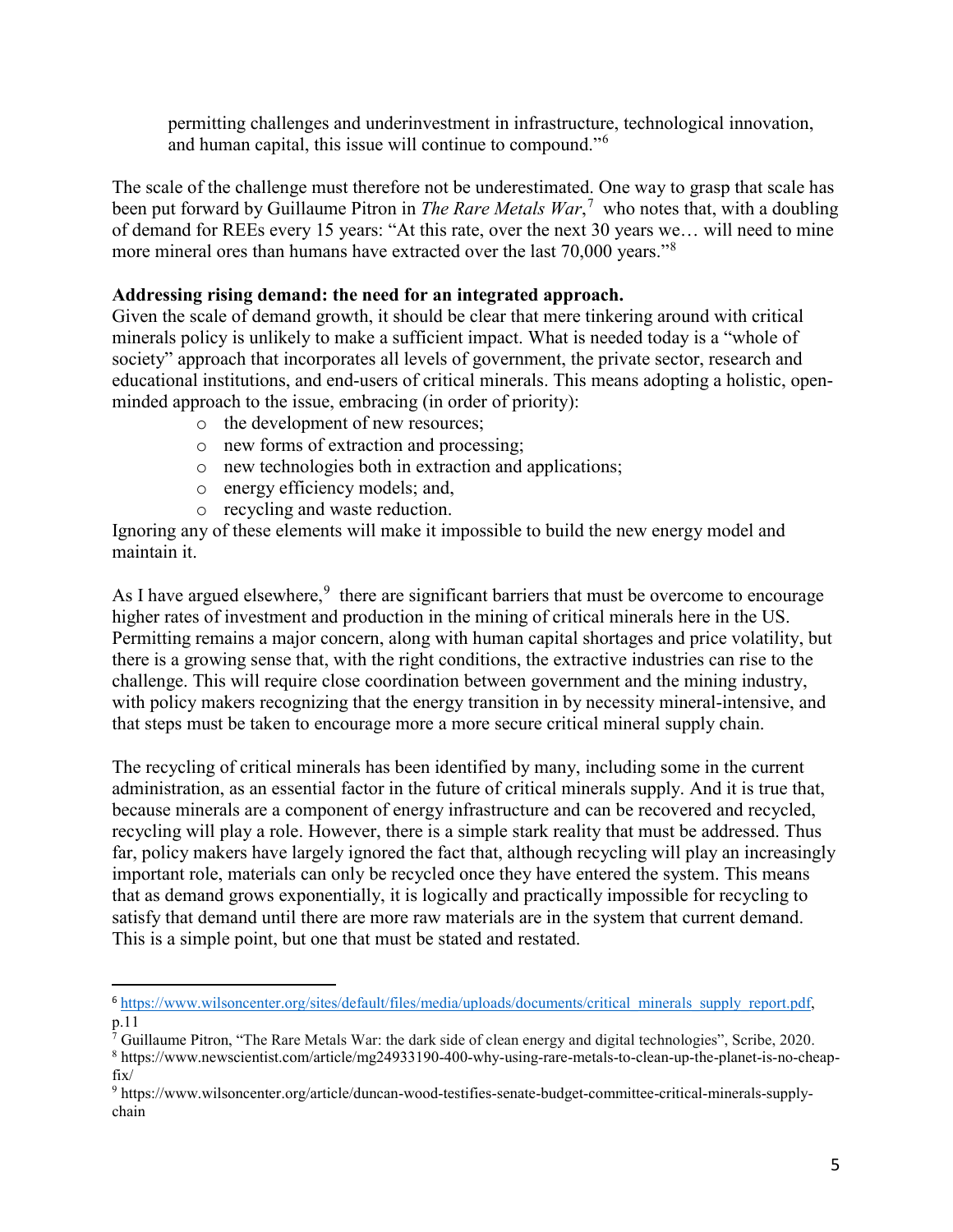permitting challenges and underinvestment in infrastructure, technological innovation, and human capital, this issue will continue to compound."[6]

The scale of the challenge must therefore not be underestimated. One way to grasp that scale has been put forward by Guillaume Pitron in *The Rare Metals War*,[7] who notes that, with a doubling of demand for REEs every 15 years: "At this rate, over the next 30 years we… will need to mine more mineral ores than humans have extracted over the last 70,000 years."[8]

**Addressing rising demand: the need for an integrated approach.**

Given the scale of demand growth, it should be clear that mere tinkering around with critical minerals policy is unlikely to make a sufficient impact. What is needed today is a "whole of society" approach that incorporates all levels of government, the private sector, research and educational institutions, and end-users of critical minerals. This means adopting a holistic, open-minded approach to the issue, embracing (in order of priority):

- the development of new resources;
- new forms of extraction and processing;
- new technologies both in extraction and applications;
- energy efficiency models; and,
- recycling and waste reduction.

Ignoring any of these elements will make it impossible to build the new energy model and maintain it.

As I have argued elsewhere,[9] there are significant barriers that must be overcome to encourage higher rates of investment and production in the mining of critical minerals here in the US. Permitting remains a major concern, along with human capital shortages and price volatility, but there is a growing sense that, with the right conditions, the extractive industries can rise to the challenge. This will require close coordination between government and the mining industry, with policy makers recognizing that the energy transition in by necessity mineral-intensive, and that steps must be taken to encourage more a more secure critical mineral supply chain.

The recycling of critical minerals has been identified by many, including some in the current administration, as an essential factor in the future of critical minerals supply. And it is true that, because minerals are a component of energy infrastructure and can be recovered and recycled, recycling will play a role. However, there is a simple stark reality that must be addressed. Thus far, policy makers have largely ignored the fact that, although recycling will play an increasingly important role, materials can only be recycled once they have entered the system. This means that as demand grows exponentially, it is logically and practically impossible for recycling to satisfy that demand until there are more raw materials are in the system that current demand. This is a simple point, but one that must be stated and restated.

---

[6] https://www.wilsoncenter.org/sites/default/files/media/uploads/documents/critical_minerals_supply_report.pdf, p.11

[7] Guillaume Pitron, "The Rare Metals War: the dark side of clean energy and digital technologies", Scribe, 2020.

[8] https://www.newscientist.com/article/mg24933190-400-why-using-rare-metals-to-clean-up-the-planet-is-no-cheap-fix/

[9] https://www.wilsoncenter.org/article/duncan-wood-testifies-senate-budget-committee-critical-minerals-supply-chain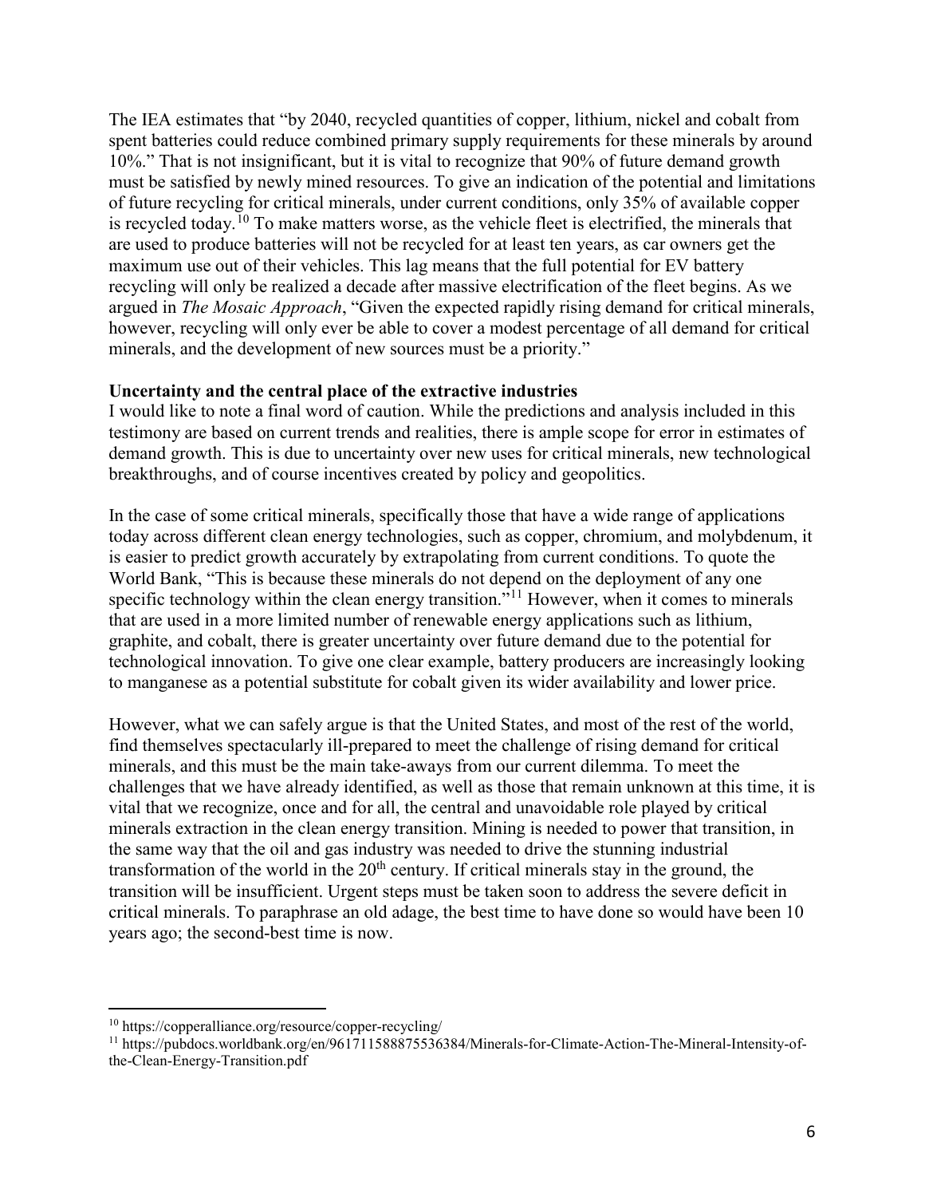The IEA estimates that "by 2040, recycled quantities of copper, lithium, nickel and cobalt from spent batteries could reduce combined primary supply requirements for these minerals by around 10%." That is not insignificant, but it is vital to recognize that 90% of future demand growth must be satisfied by newly mined resources. To give an indication of the potential and limitations of future recycling for critical minerals, under current conditions, only 35% of available copper is recycled today.[10] To make matters worse, as the vehicle fleet is electrified, the minerals that are used to produce batteries will not be recycled for at least ten years, as car owners get the maximum use out of their vehicles. This lag means that the full potential for EV battery recycling will only be realized a decade after massive electrification of the fleet begins. As we argued in *The Mosaic Approach*, "Given the expected rapidly rising demand for critical minerals, however, recycling will only ever be able to cover a modest percentage of all demand for critical minerals, and the development of new sources must be a priority."

**Uncertainty and the central place of the extractive industries**

I would like to note a final word of caution. While the predictions and analysis included in this testimony are based on current trends and realities, there is ample scope for error in estimates of demand growth. This is due to uncertainty over new uses for critical minerals, new technological breakthroughs, and of course incentives created by policy and geopolitics.

In the case of some critical minerals, specifically those that have a wide range of applications today across different clean energy technologies, such as copper, chromium, and molybdenum, it is easier to predict growth accurately by extrapolating from current conditions. To quote the World Bank, "This is because these minerals do not depend on the deployment of any one specific technology within the clean energy transition."[11] However, when it comes to minerals that are used in a more limited number of renewable energy applications such as lithium, graphite, and cobalt, there is greater uncertainty over future demand due to the potential for technological innovation. To give one clear example, battery producers are increasingly looking to manganese as a potential substitute for cobalt given its wider availability and lower price.

However, what we can safely argue is that the United States, and most of the rest of the world, find themselves spectacularly ill-prepared to meet the challenge of rising demand for critical minerals, and this must be the main take-aways from our current dilemma. To meet the challenges that we have already identified, as well as those that remain unknown at this time, it is vital that we recognize, once and for all, the central and unavoidable role played by critical minerals extraction in the clean energy transition. Mining is needed to power that transition, in the same way that the oil and gas industry was needed to drive the stunning industrial transformation of the world in the 20th century. If critical minerals stay in the ground, the transition will be insufficient. Urgent steps must be taken soon to address the severe deficit in critical minerals. To paraphrase an old adage, the best time to have done so would have been 10 years ago; the second-best time is now.

---

[10] https://copperalliance.org/resource/copper-recycling/

[11] https://pubdocs.worldbank.org/en/961711588875536384/Minerals-for-Climate-Action-The-Mineral-Intensity-of-the-Clean-Energy-Transition.pdf